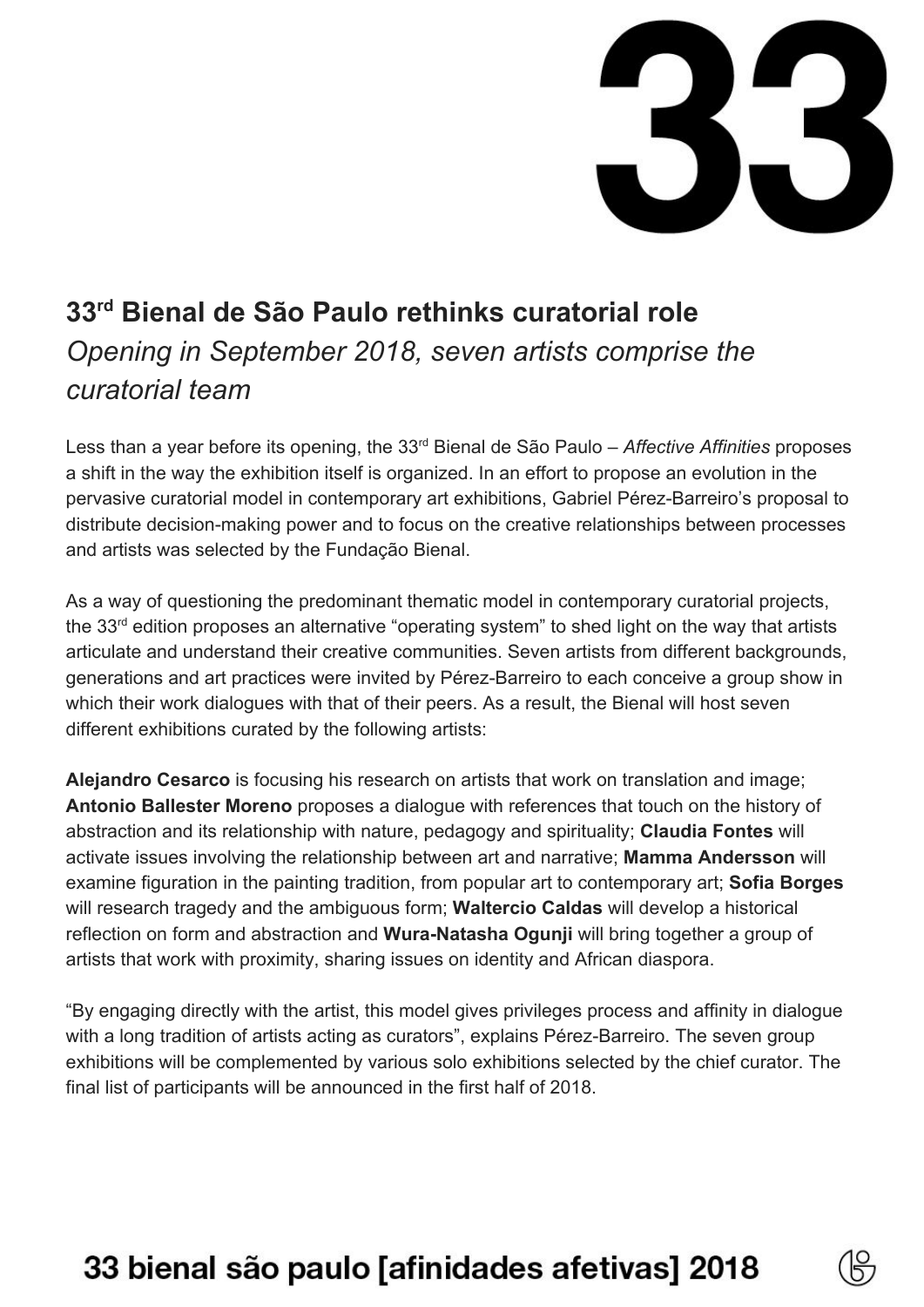# 33

## 33rd Bienal de São Paulo rethinks curatorial role

*Opening in September 2018, seven artists comprise the curatorial team*

Less than a year before its opening, the 33rd Bienal de São Paulo – *Affective Affinities* proposes a shift in the way the exhibition itself is organized. In an effort to propose an evolution in the pervasive curatorial model in contemporary art exhibitions, Gabriel Pérez-Barreiro's proposal to distribute decision-making power and to focus on the creative relationships between processes and artists was selected by the Fundação Bienal.

As a way of questioning the predominant thematic model in contemporary curatorial projects, the 33rd edition proposes an alternative "operating system" to shed light on the way that artists articulate and understand their creative communities. Seven artists from different backgrounds, generations and art practices were invited by Pérez-Barreiro to each conceive a group show in which their work dialogues with that of their peers. As a result, the Bienal will host seven different exhibitions curated by the following artists:

**Alejandro Cesarco** is focusing his research on artists that work on translation and image; **Antonio Ballester Moreno** proposes a dialogue with references that touch on the history of abstraction and its relationship with nature, pedagogy and spirituality; **Claudia Fontes** will activate issues involving the relationship between art and narrative; **Mamma Andersson** will examine figuration in the painting tradition, from popular art to contemporary art; **Sofia Borges** will research tragedy and the ambiguous form; **Waltercio Caldas** will develop a historical reflection on form and abstraction and **Wura-Natasha Ogunji** will bring together a group of artists that work with proximity, sharing issues on identity and African diaspora.

"By engaging directly with the artist, this model gives privileges process and affinity in dialogue with a long tradition of artists acting as curators", explains Pérez-Barreiro. The seven group exhibitions will be complemented by various solo exhibitions selected by the chief curator. The final list of participants will be announced in the first half of 2018.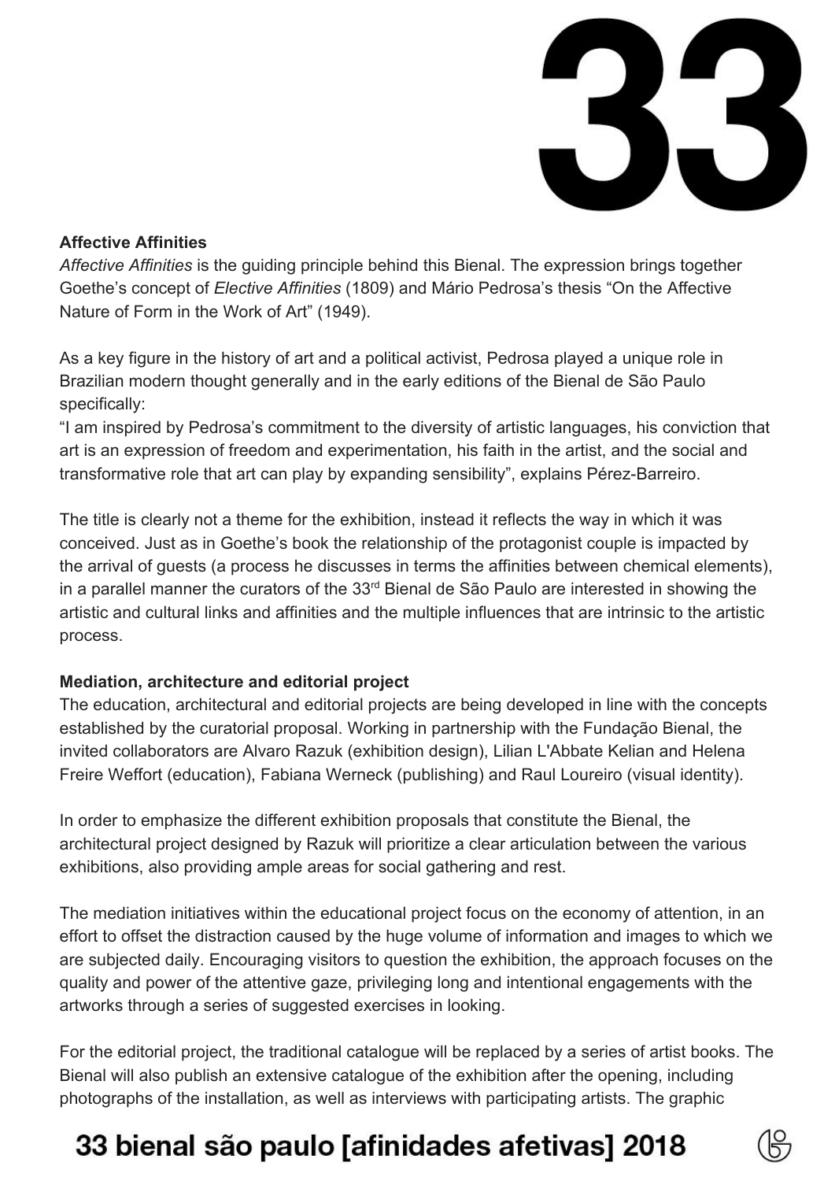## Affective Affinities

*Affective Affinities* is the guiding principle behind this Bienal. The expression brings together Goethe's concept of *Elective Affinities* (1809) and Mário Pedrosa's thesis "On the Affective Nature of Form in the Work of Art" (1949).

As a key figure in the history of art and a political activist, Pedrosa played a unique role in Brazilian modern thought generally and in the early editions of the Bienal de São Paulo specifically:

"I am inspired by Pedrosa's commitment to the diversity of artistic languages, his conviction that art is an expression of freedom and experimentation, his faith in the artist, and the social and transformative role that art can play by expanding sensibility", explains Pérez-Barreiro.

The title is clearly not a theme for the exhibition, instead it reflects the way in which it was conceived. Just as in Goethe's book the relationship of the protagonist couple is impacted by the arrival of guests (a process he discusses in terms the affinities between chemical elements), in a parallel manner the curators of the 33rd Bienal de São Paulo are interested in showing the artistic and cultural links and affinities and the multiple influences that are intrinsic to the artistic process.

## Mediation, architecture and editorial project

The education, architectural and editorial projects are being developed in line with the concepts established by the curatorial proposal. Working in partnership with the Fundação Bienal, the invited collaborators are Alvaro Razuk (exhibition design), Lilian L'Abbate Kelian and Helena Freire Weffort (education), Fabiana Werneck (publishing) and Raul Loureiro (visual identity).

In order to emphasize the different exhibition proposals that constitute the Bienal, the architectural project designed by Razuk will prioritize a clear articulation between the various exhibitions, also providing ample areas for social gathering and rest.

The mediation initiatives within the educational project focus on the economy of attention, in an effort to offset the distraction caused by the huge volume of information and images to which we are subjected daily. Encouraging visitors to question the exhibition, the approach focuses on the quality and power of the attentive gaze, privileging long and intentional engagements with the artworks through a series of suggested exercises in looking.

For the editorial project, the traditional catalogue will be replaced by a series of artist books. The Bienal will also publish an extensive catalogue of the exhibition after the opening, including photographs of the installation, as well as interviews with participating artists. The graphic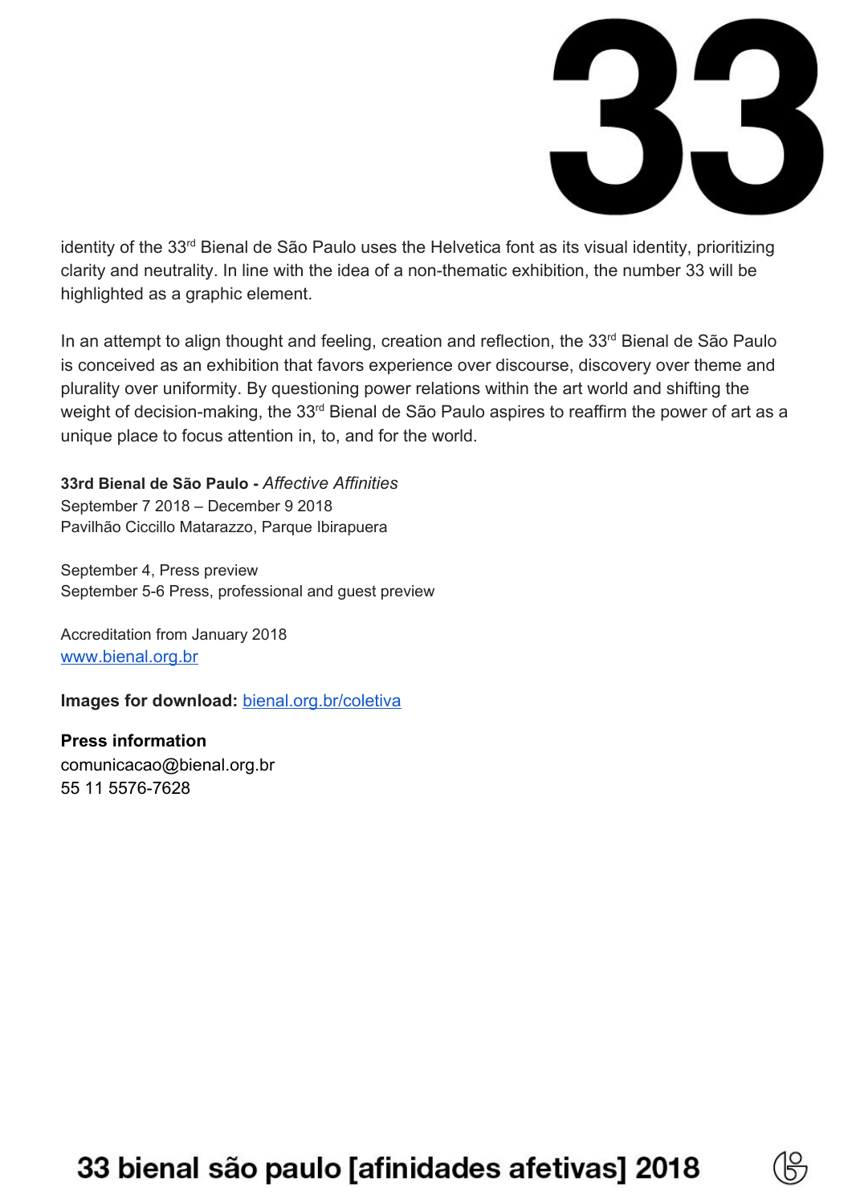identity of the 33rd Bienal de São Paulo uses the Helvetica font as its visual identity, prioritizing clarity and neutrality. In line with the idea of a non-thematic exhibition, the number 33 will be highlighted as a graphic element.

In an attempt to align thought and feeling, creation and reflection, the 33rd Bienal de São Paulo is conceived as an exhibition that favors experience over discourse, discovery over theme and plurality over uniformity. By questioning power relations within the art world and shifting the weight of decision-making, the 33rd Bienal de São Paulo aspires to reaffirm the power of art as a unique place to focus attention in, to, and for the world.

**33rd Bienal de São Paulo -** *Affective Affinities*
September 7 2018 – December 9 2018
Pavilhão Ciccillo Matarazzo, Parque Ibirapuera

September 4, Press preview
September 5-6 Press, professional and guest preview

Accreditation from January 2018
www.bienal.org.br

**Images for download:** bienal.org.br/coletiva

**Press information**
comunicacao@bienal.org.br
55 11 5576-7628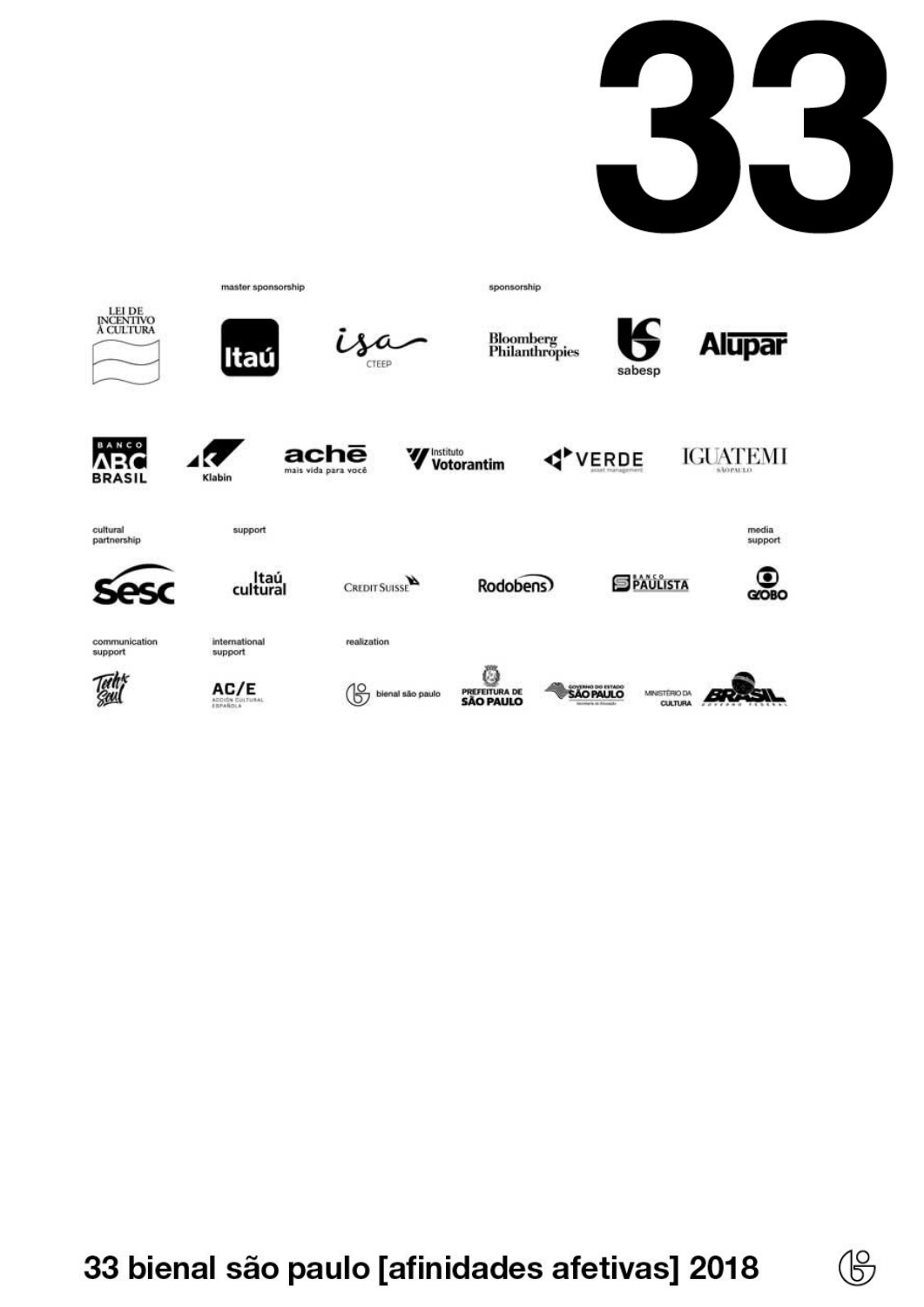# 33

master sponsorship

sponsorship

LEI DE INCENTIVO À CULTURA

Itaú

isa CTEEP

Bloomberg Philanthropies

sabesp

Alupar

BANCO ABC BRASIL

Klabin

aché mais vida para você

Instituto Votorantim

VERDE asset management

IGUATEMI SÃO PAULO

cultural partnership

support

media support

Sesc

Itaú cultural

CREDIT SUISSE

Rodobens

BANCO PAULISTA

GLOBO

communication support

international support

realization

Tech Soul

AC/E ACCIÓN CULTURAL ESPAÑOLA

bienal são paulo

PREFEITURA DE SÃO PAULO

GOVERNO DO ESTADO SÃO PAULO

MINISTÉRIO DA CULTURA

BRASIL GOVERNO FEDERAL

**33 bienal são paulo [afinidades afetivas] 2018**